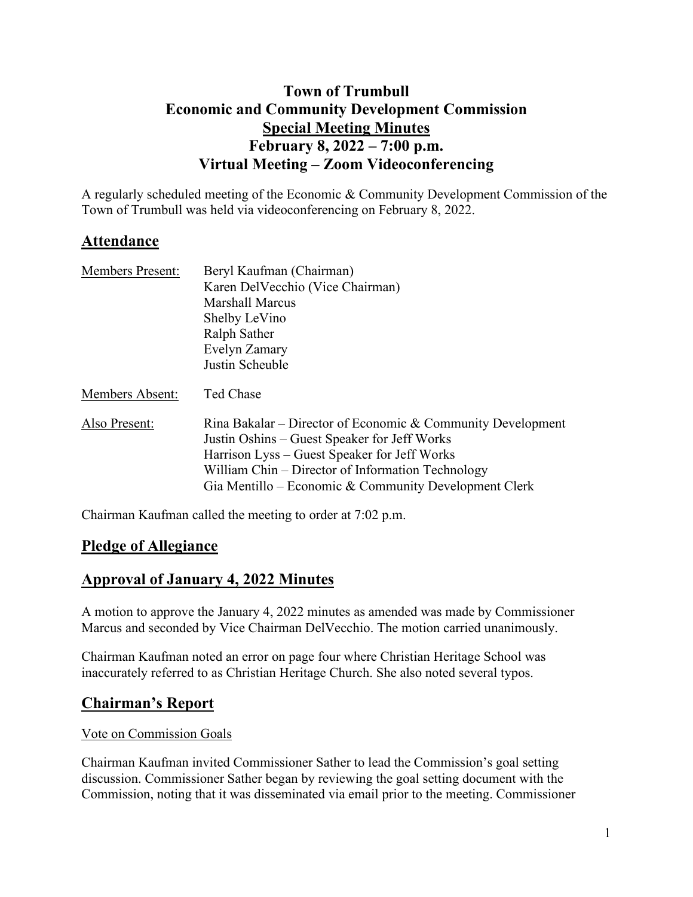# Town of Trumbull
# Economic and Community Development Commission
# Special Meeting Minutes
# February 8, 2022 – 7:00 p.m.
# Virtual Meeting – Zoom Videoconferencing

A regularly scheduled meeting of the Economic & Community Development Commission of the Town of Trumbull was held via videoconferencing on February 8, 2022.

## Attendance

| | |
|---|---|
| Members Present: | Beryl Kaufman (Chairman) |
| | Karen DelVecchio (Vice Chairman) |
| | Marshall Marcus |
| | Shelby LeVino |
| | Ralph Sather |
| | Evelyn Zamary |
| | Justin Scheuble |
| Members Absent: | Ted Chase |
| Also Present: | Rina Bakalar – Director of Economic & Community Development |
| | Justin Oshins – Guest Speaker for Jeff Works |
| | Harrison Lyss – Guest Speaker for Jeff Works |
| | William Chin – Director of Information Technology |
| | Gia Mentillo – Economic & Community Development Clerk |

Chairman Kaufman called the meeting to order at 7:02 p.m.

## Pledge of Allegiance

## Approval of January 4, 2022 Minutes

A motion to approve the January 4, 2022 minutes as amended was made by Commissioner Marcus and seconded by Vice Chairman DelVecchio. The motion carried unanimously.

Chairman Kaufman noted an error on page four where Christian Heritage School was inaccurately referred to as Christian Heritage Church. She also noted several typos.

## Chairman's Report

Vote on Commission Goals

Chairman Kaufman invited Commissioner Sather to lead the Commission's goal setting discussion. Commissioner Sather began by reviewing the goal setting document with the Commission, noting that it was disseminated via email prior to the meeting. Commissioner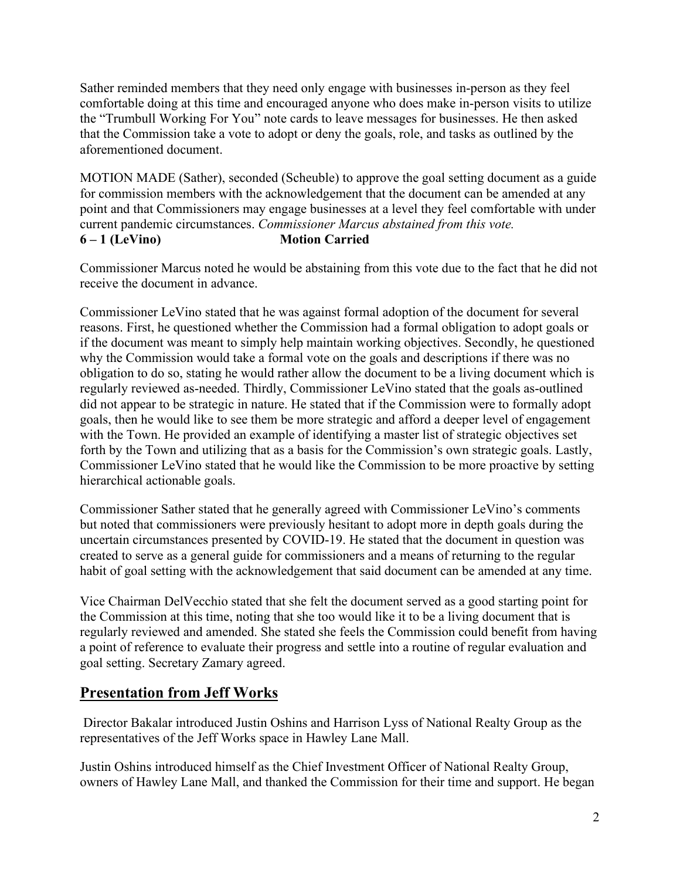Sather reminded members that they need only engage with businesses in-person as they feel comfortable doing at this time and encouraged anyone who does make in-person visits to utilize the "Trumbull Working For You" note cards to leave messages for businesses. He then asked that the Commission take a vote to adopt or deny the goals, role, and tasks as outlined by the aforementioned document.

MOTION MADE (Sather), seconded (Scheuble) to approve the goal setting document as a guide for commission members with the acknowledgement that the document can be amended at any point and that Commissioners may engage businesses at a level they feel comfortable with under current pandemic circumstances. *Commissioner Marcus abstained from this vote.*

**6 – 1 (LeVino) Motion Carried**

Commissioner Marcus noted he would be abstaining from this vote due to the fact that he did not receive the document in advance.

Commissioner LeVino stated that he was against formal adoption of the document for several reasons. First, he questioned whether the Commission had a formal obligation to adopt goals or if the document was meant to simply help maintain working objectives. Secondly, he questioned why the Commission would take a formal vote on the goals and descriptions if there was no obligation to do so, stating he would rather allow the document to be a living document which is regularly reviewed as-needed. Thirdly, Commissioner LeVino stated that the goals as-outlined did not appear to be strategic in nature. He stated that if the Commission were to formally adopt goals, then he would like to see them be more strategic and afford a deeper level of engagement with the Town. He provided an example of identifying a master list of strategic objectives set forth by the Town and utilizing that as a basis for the Commission's own strategic goals. Lastly, Commissioner LeVino stated that he would like the Commission to be more proactive by setting hierarchical actionable goals.

Commissioner Sather stated that he generally agreed with Commissioner LeVino's comments but noted that commissioners were previously hesitant to adopt more in depth goals during the uncertain circumstances presented by COVID-19. He stated that the document in question was created to serve as a general guide for commissioners and a means of returning to the regular habit of goal setting with the acknowledgement that said document can be amended at any time.

Vice Chairman DelVecchio stated that she felt the document served as a good starting point for the Commission at this time, noting that she too would like it to be a living document that is regularly reviewed and amended. She stated she feels the Commission could benefit from having a point of reference to evaluate their progress and settle into a routine of regular evaluation and goal setting. Secretary Zamary agreed.

## Presentation from Jeff Works

Director Bakalar introduced Justin Oshins and Harrison Lyss of National Realty Group as the representatives of the Jeff Works space in Hawley Lane Mall.

Justin Oshins introduced himself as the Chief Investment Officer of National Realty Group, owners of Hawley Lane Mall, and thanked the Commission for their time and support. He began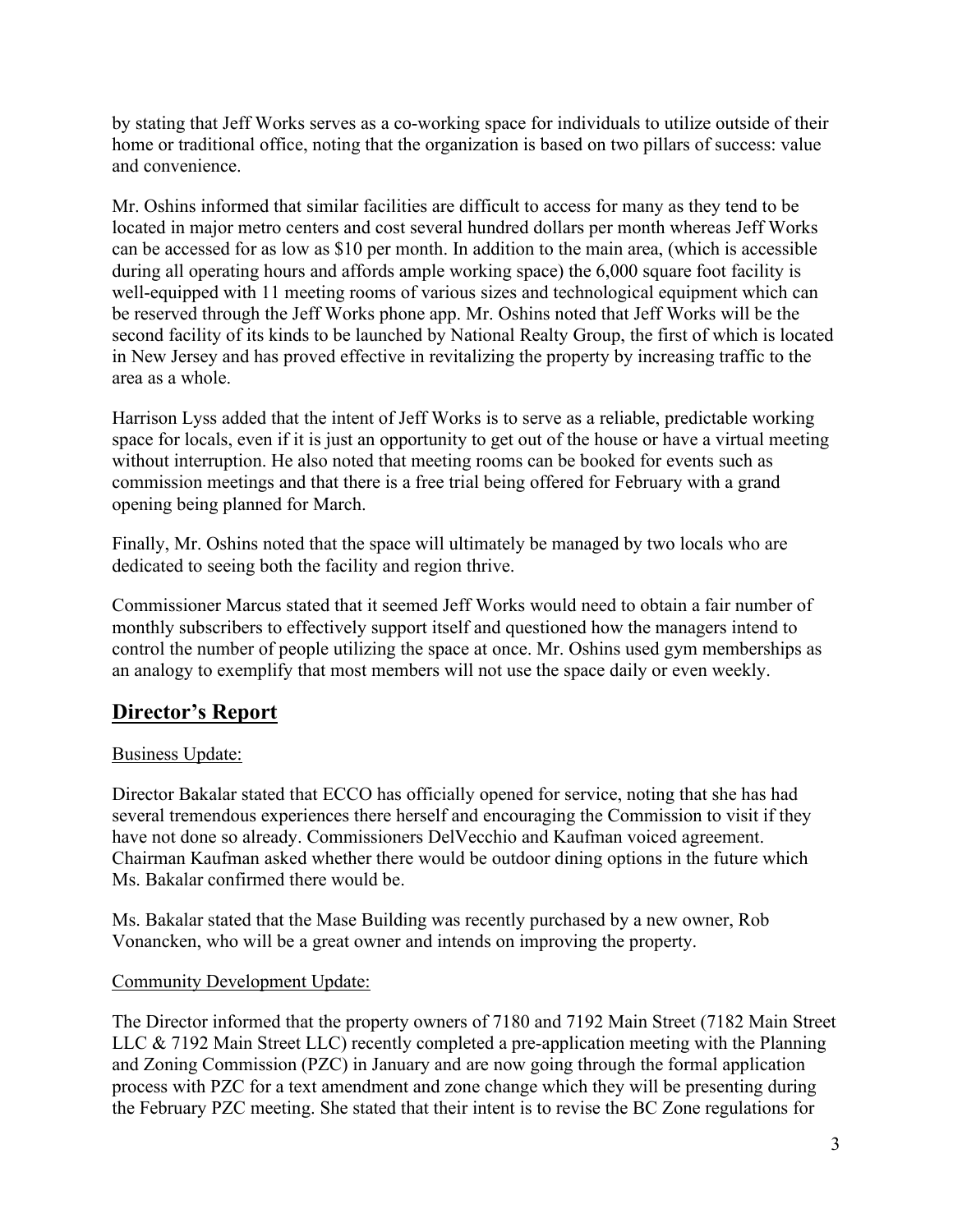by stating that Jeff Works serves as a co-working space for individuals to utilize outside of their home or traditional office, noting that the organization is based on two pillars of success: value and convenience.

Mr. Oshins informed that similar facilities are difficult to access for many as they tend to be located in major metro centers and cost several hundred dollars per month whereas Jeff Works can be accessed for as low as $10 per month. In addition to the main area, (which is accessible during all operating hours and affords ample working space) the 6,000 square foot facility is well-equipped with 11 meeting rooms of various sizes and technological equipment which can be reserved through the Jeff Works phone app. Mr. Oshins noted that Jeff Works will be the second facility of its kinds to be launched by National Realty Group, the first of which is located in New Jersey and has proved effective in revitalizing the property by increasing traffic to the area as a whole.

Harrison Lyss added that the intent of Jeff Works is to serve as a reliable, predictable working space for locals, even if it is just an opportunity to get out of the house or have a virtual meeting without interruption. He also noted that meeting rooms can be booked for events such as commission meetings and that there is a free trial being offered for February with a grand opening being planned for March.

Finally, Mr. Oshins noted that the space will ultimately be managed by two locals who are dedicated to seeing both the facility and region thrive.

Commissioner Marcus stated that it seemed Jeff Works would need to obtain a fair number of monthly subscribers to effectively support itself and questioned how the managers intend to control the number of people utilizing the space at once. Mr. Oshins used gym memberships as an analogy to exemplify that most members will not use the space daily or even weekly.

## Director's Report

Business Update:

Director Bakalar stated that ECCO has officially opened for service, noting that she has had several tremendous experiences there herself and encouraging the Commission to visit if they have not done so already. Commissioners DelVecchio and Kaufman voiced agreement. Chairman Kaufman asked whether there would be outdoor dining options in the future which Ms. Bakalar confirmed there would be.

Ms. Bakalar stated that the Mase Building was recently purchased by a new owner, Rob Vonancken, who will be a great owner and intends on improving the property.

Community Development Update:

The Director informed that the property owners of 7180 and 7192 Main Street (7182 Main Street LLC & 7192 Main Street LLC) recently completed a pre-application meeting with the Planning and Zoning Commission (PZC) in January and are now going through the formal application process with PZC for a text amendment and zone change which they will be presenting during the February PZC meeting. She stated that their intent is to revise the BC Zone regulations for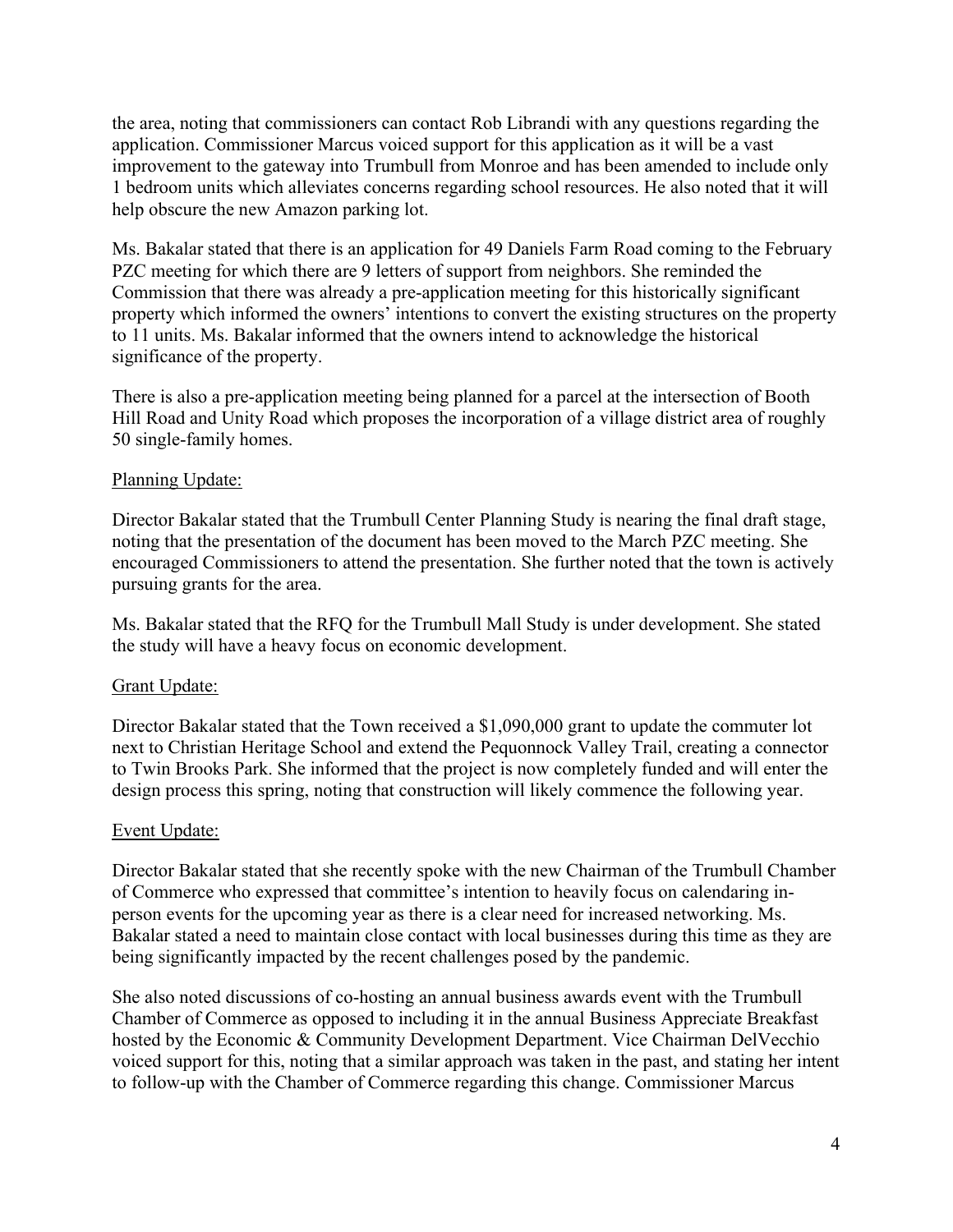the area, noting that commissioners can contact Rob Librandi with any questions regarding the application. Commissioner Marcus voiced support for this application as it will be a vast improvement to the gateway into Trumbull from Monroe and has been amended to include only 1 bedroom units which alleviates concerns regarding school resources. He also noted that it will help obscure the new Amazon parking lot.

Ms. Bakalar stated that there is an application for 49 Daniels Farm Road coming to the February PZC meeting for which there are 9 letters of support from neighbors. She reminded the Commission that there was already a pre-application meeting for this historically significant property which informed the owners' intentions to convert the existing structures on the property to 11 units. Ms. Bakalar informed that the owners intend to acknowledge the historical significance of the property.

There is also a pre-application meeting being planned for a parcel at the intersection of Booth Hill Road and Unity Road which proposes the incorporation of a village district area of roughly 50 single-family homes.

Planning Update:

Director Bakalar stated that the Trumbull Center Planning Study is nearing the final draft stage, noting that the presentation of the document has been moved to the March PZC meeting. She encouraged Commissioners to attend the presentation. She further noted that the town is actively pursuing grants for the area.

Ms. Bakalar stated that the RFQ for the Trumbull Mall Study is under development. She stated the study will have a heavy focus on economic development.

Grant Update:

Director Bakalar stated that the Town received a $1,090,000 grant to update the commuter lot next to Christian Heritage School and extend the Pequonnock Valley Trail, creating a connector to Twin Brooks Park. She informed that the project is now completely funded and will enter the design process this spring, noting that construction will likely commence the following year.

Event Update:

Director Bakalar stated that she recently spoke with the new Chairman of the Trumbull Chamber of Commerce who expressed that committee's intention to heavily focus on calendaring in-person events for the upcoming year as there is a clear need for increased networking. Ms. Bakalar stated a need to maintain close contact with local businesses during this time as they are being significantly impacted by the recent challenges posed by the pandemic.

She also noted discussions of co-hosting an annual business awards event with the Trumbull Chamber of Commerce as opposed to including it in the annual Business Appreciate Breakfast hosted by the Economic & Community Development Department. Vice Chairman DelVecchio voiced support for this, noting that a similar approach was taken in the past, and stating her intent to follow-up with the Chamber of Commerce regarding this change. Commissioner Marcus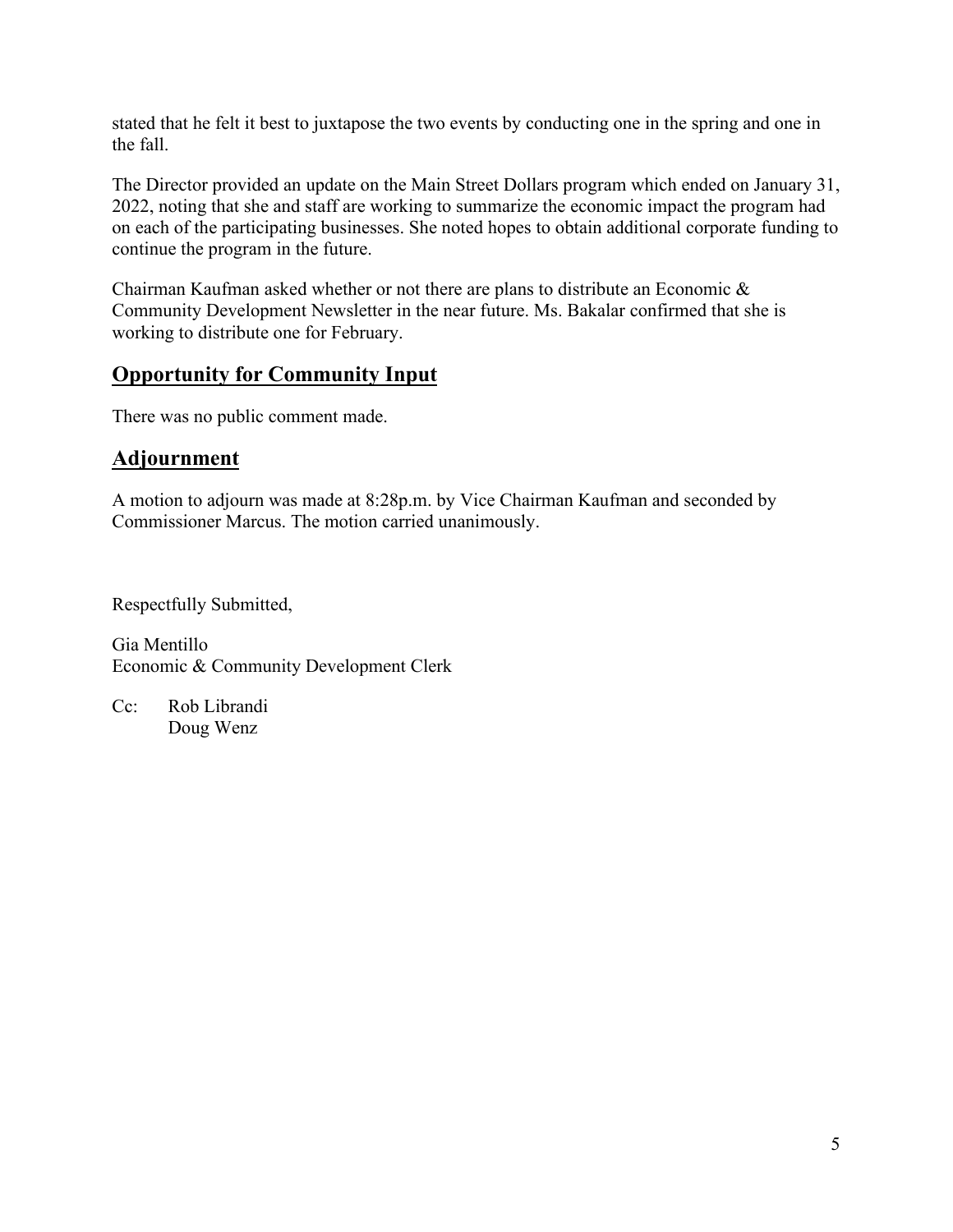stated that he felt it best to juxtapose the two events by conducting one in the spring and one in the fall.

The Director provided an update on the Main Street Dollars program which ended on January 31, 2022, noting that she and staff are working to summarize the economic impact the program had on each of the participating businesses. She noted hopes to obtain additional corporate funding to continue the program in the future.

Chairman Kaufman asked whether or not there are plans to distribute an Economic & Community Development Newsletter in the near future. Ms. Bakalar confirmed that she is working to distribute one for February.

## Opportunity for Community Input

There was no public comment made.

## Adjournment

A motion to adjourn was made at 8:28p.m. by Vice Chairman Kaufman and seconded by Commissioner Marcus. The motion carried unanimously.

Respectfully Submitted,

Gia Mentillo
Economic & Community Development Clerk

Cc: Rob Librandi
Doug Wenz